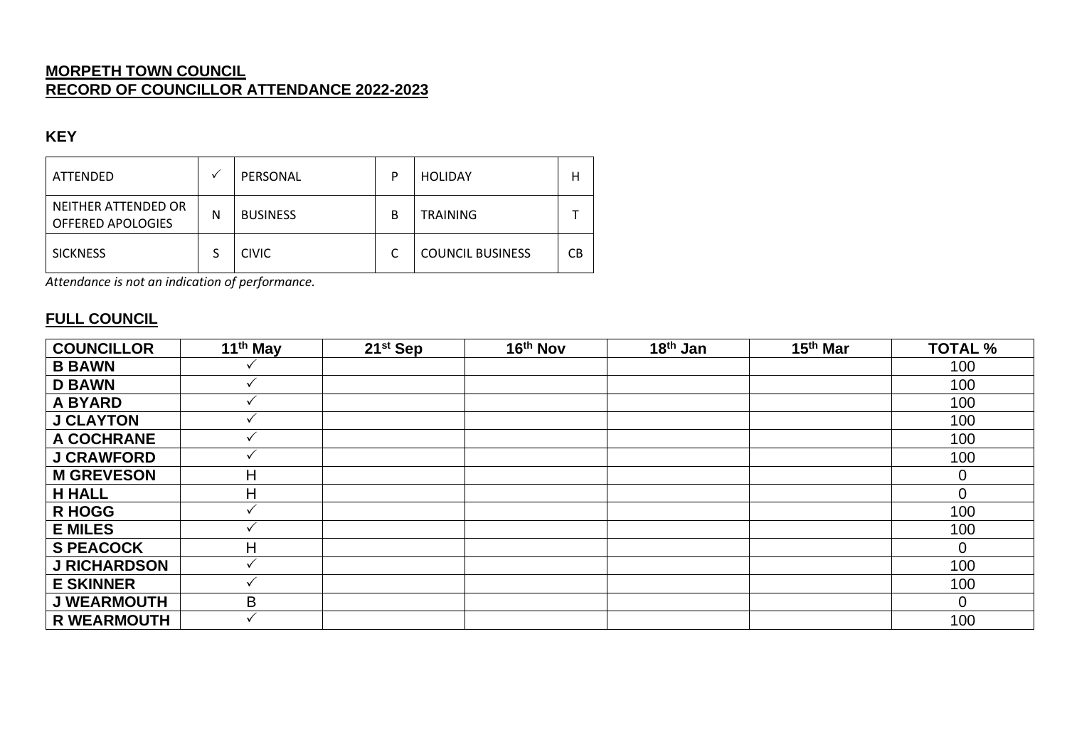**MORPETH TOWN COUNCIL**
**RECORD OF COUNCILLOR ATTENDANCE 2022-2023**

**KEY**

| ATTENDED | ✓ | PERSONAL | P | HOLIDAY | H |
|---|---|---|---|---|---|
| NEITHER ATTENDED OR OFFERED APOLOGIES | N | BUSINESS | B | TRAINING | T |
| SICKNESS | S | CIVIC | C | COUNCIL BUSINESS | CB |

*Attendance is not an indication of performance.*

## FULL COUNCIL

| COUNCILLOR | 11th May | 21st Sep | 16th Nov | 18th Jan | 15th Mar | TOTAL % |
|---|---|---|---|---|---|---|
| B BAWN | ✓ | | | | | 100 |
| D BAWN | ✓ | | | | | 100 |
| A BYARD | ✓ | | | | | 100 |
| J CLAYTON | ✓ | | | | | 100 |
| A COCHRANE | ✓ | | | | | 100 |
| J CRAWFORD | ✓ | | | | | 100 |
| M GREVESON | H | | | | | 0 |
| H HALL | H | | | | | 0 |
| R HOGG | ✓ | | | | | 100 |
| E MILES | ✓ | | | | | 100 |
| S PEACOCK | H | | | | | 0 |
| J RICHARDSON | ✓ | | | | | 100 |
| E SKINNER | ✓ | | | | | 100 |
| J WEARMOUTH | B | | | | | 0 |
| R WEARMOUTH | ✓ | | | | | 100 |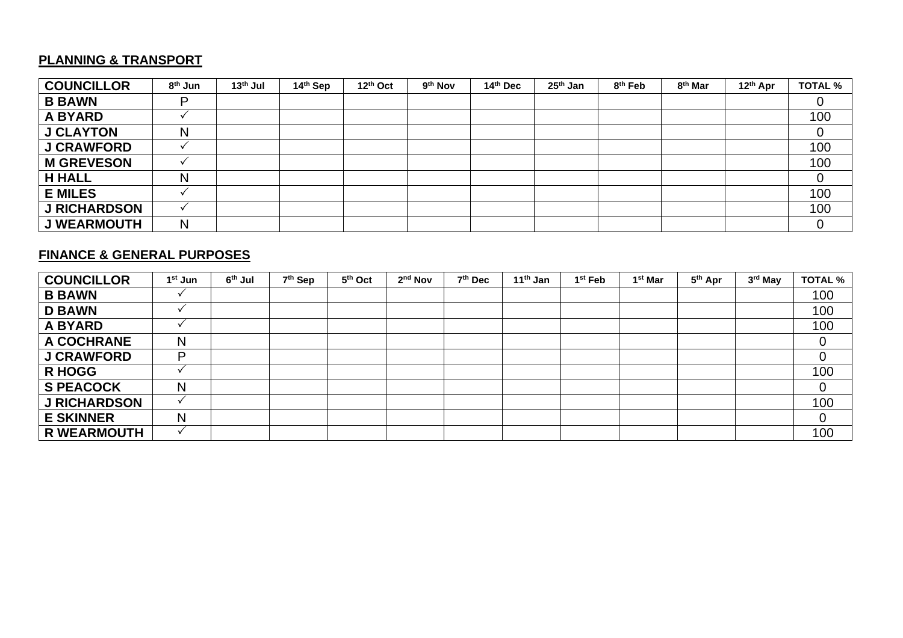## PLANNING & TRANSPORT

| COUNCILLOR | 8th Jun | 13th Jul | 14th Sep | 12th Oct | 9th Nov | 14th Dec | 25th Jan | 8th Feb | 8th Mar | 12th Apr | TOTAL % |
|---|---|---|---|---|---|---|---|---|---|---|---|
| B BAWN | P | | | | | | | | | | 0 |
| A BYARD | ✓ | | | | | | | | | | 100 |
| J CLAYTON | N | | | | | | | | | | 0 |
| J CRAWFORD | ✓ | | | | | | | | | | 100 |
| M GREVESON | ✓ | | | | | | | | | | 100 |
| H HALL | N | | | | | | | | | | 0 |
| E MILES | ✓ | | | | | | | | | | 100 |
| J RICHARDSON | ✓ | | | | | | | | | | 100 |
| J WEARMOUTH | N | | | | | | | | | | 0 |

## FINANCE & GENERAL PURPOSES

| COUNCILLOR | 1st Jun | 6th Jul | 7th Sep | 5th Oct | 2nd Nov | 7th Dec | 11th Jan | 1st Feb | 1st Mar | 5th Apr | 3rd May | TOTAL % |
|---|---|---|---|---|---|---|---|---|---|---|---|---|
| B BAWN | ✓ | | | | | | | | | | | 100 |
| D BAWN | ✓ | | | | | | | | | | | 100 |
| A BYARD | ✓ | | | | | | | | | | | 100 |
| A COCHRANE | N | | | | | | | | | | | 0 |
| J CRAWFORD | P | | | | | | | | | | | 0 |
| R HOGG | ✓ | | | | | | | | | | | 100 |
| S PEACOCK | N | | | | | | | | | | | 0 |
| J RICHARDSON | ✓ | | | | | | | | | | | 100 |
| E SKINNER | N | | | | | | | | | | | 0 |
| R WEARMOUTH | ✓ | | | | | | | | | | | 100 |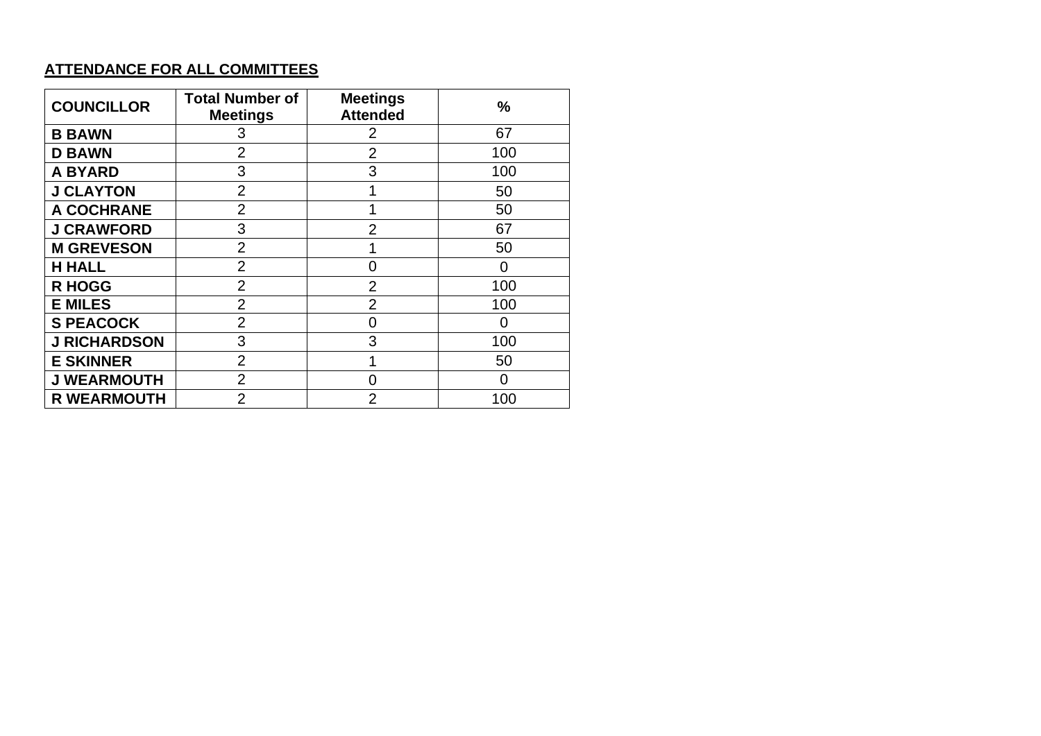**ATTENDANCE FOR ALL COMMITTEES**

| COUNCILLOR | Total Number of Meetings | Meetings Attended | % |
|---|---|---|---|
| **B BAWN** | 3 | 2 | 67 |
| **D BAWN** | 2 | 2 | 100 |
| **A BYARD** | 3 | 3 | 100 |
| **J CLAYTON** | 2 | 1 | 50 |
| **A COCHRANE** | 2 | 1 | 50 |
| **J CRAWFORD** | 3 | 2 | 67 |
| **M GREVESON** | 2 | 1 | 50 |
| **H HALL** | 2 | 0 | 0 |
| **R HOGG** | 2 | 2 | 100 |
| **E MILES** | 2 | 2 | 100 |
| **S PEACOCK** | 2 | 0 | 0 |
| **J RICHARDSON** | 3 | 3 | 100 |
| **E SKINNER** | 2 | 1 | 50 |
| **J WEARMOUTH** | 2 | 0 | 0 |
| **R WEARMOUTH** | 2 | 2 | 100 |